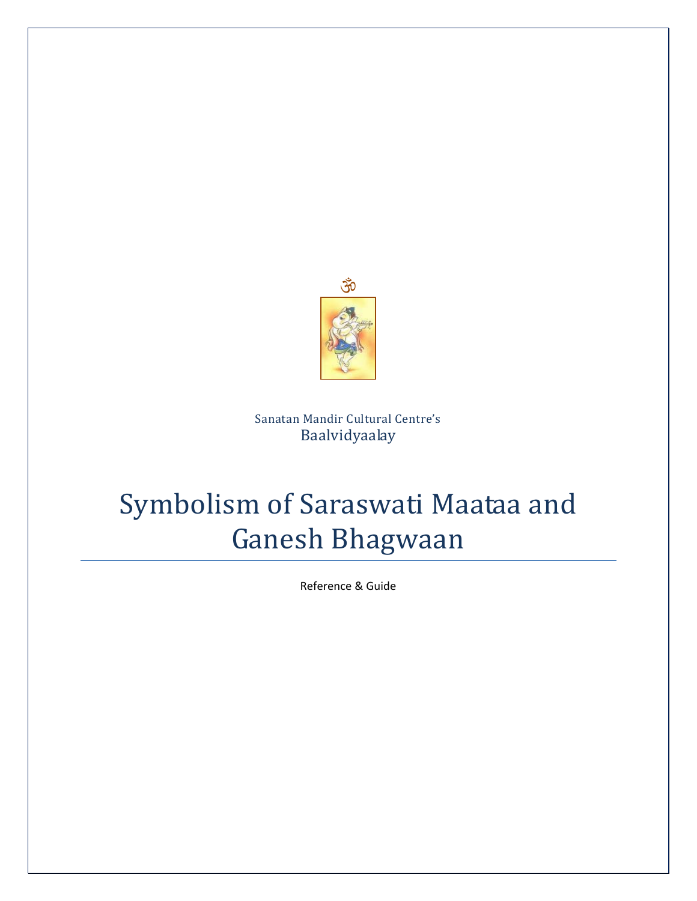ॐ

Sanatan Mandir Cultural Centre's
Baalvidyaalay

# Symbolism of Saraswati Maataa and Ganesh Bhagwaan

Reference & Guide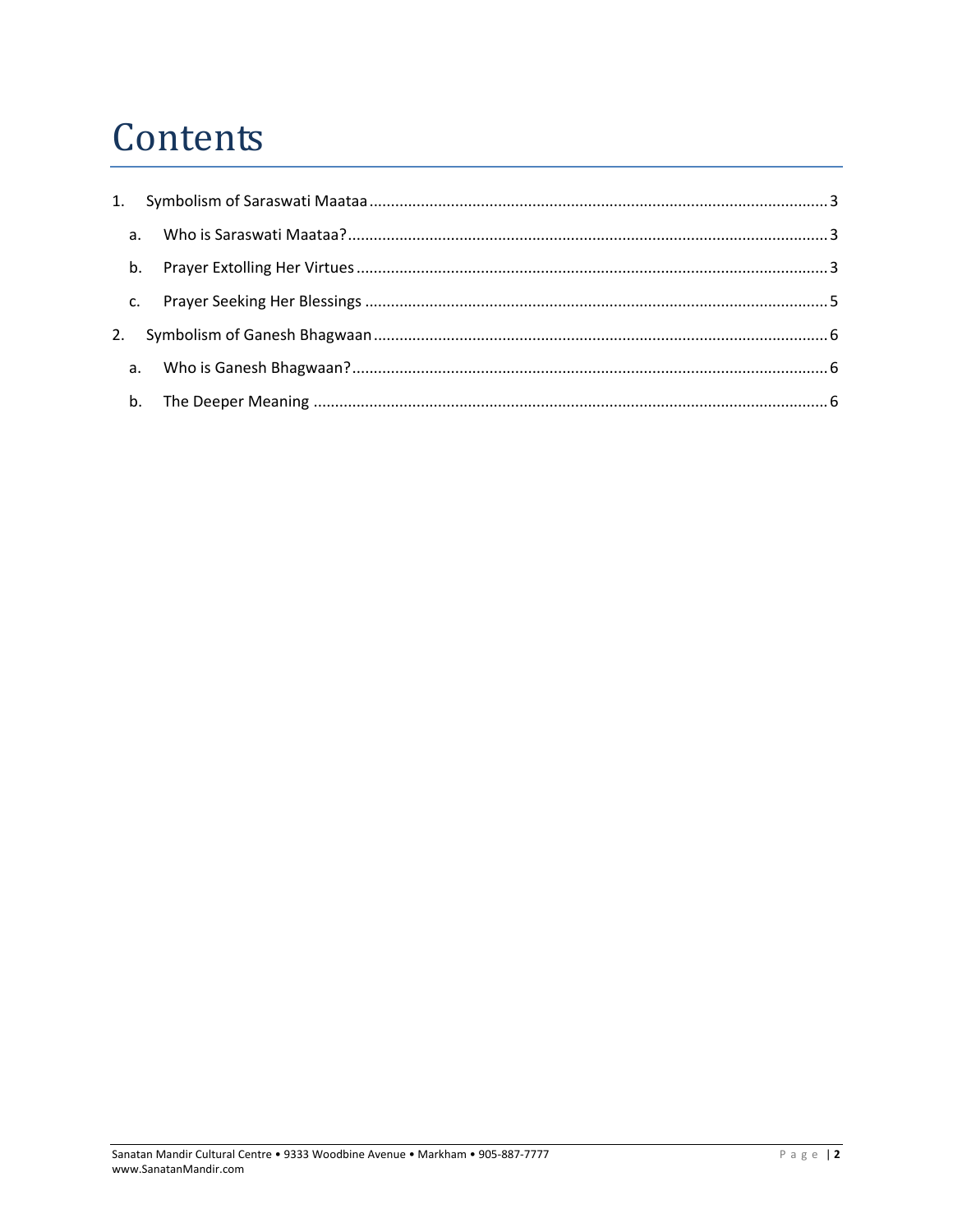# Contents

1. Symbolism of Saraswati Maataa ........................................ 3
   a. Who is Saraswati Maataa? ........................................ 3
   b. Prayer Extolling Her Virtues ........................................ 3
   c. Prayer Seeking Her Blessings ........................................ 5
2. Symbolism of Ganesh Bhagwaan ........................................ 6
   a. Who is Ganesh Bhagwaan? ........................................ 6
   b. The Deeper Meaning ........................................ 6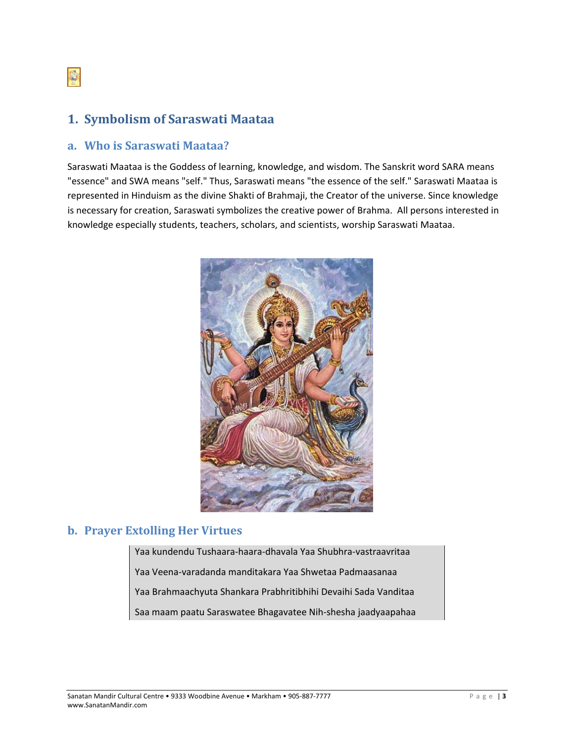## 1. Symbolism of Saraswati Maataa

### a. Who is Saraswati Maataa?

Saraswati Maataa is the Goddess of learning, knowledge, and wisdom. The Sanskrit word SARA means "essence" and SWA means "self." Thus, Saraswati means "the essence of the self." Saraswati Maataa is represented in Hinduism as the divine Shakti of Brahmaji, the Creator of the universe. Since knowledge is necessary for creation, Saraswati symbolizes the creative power of Brahma. All persons interested in knowledge especially students, teachers, scholars, and scientists, worship Saraswati Maataa.

### b. Prayer Extolling Her Virtues

> Yaa kundendu Tushaara-haara-dhavala Yaa Shubhra-vastraavritaa
>
> Yaa Veena-varadanda manditakara Yaa Shwetaa Padmaasanaa
>
> Yaa Brahmaachyuta Shankara Prabhritibhihi Devaihi Sada Vanditaa
>
> Saa maam paatu Saraswatee Bhagavatee Nih-shesha jaadyaapahaa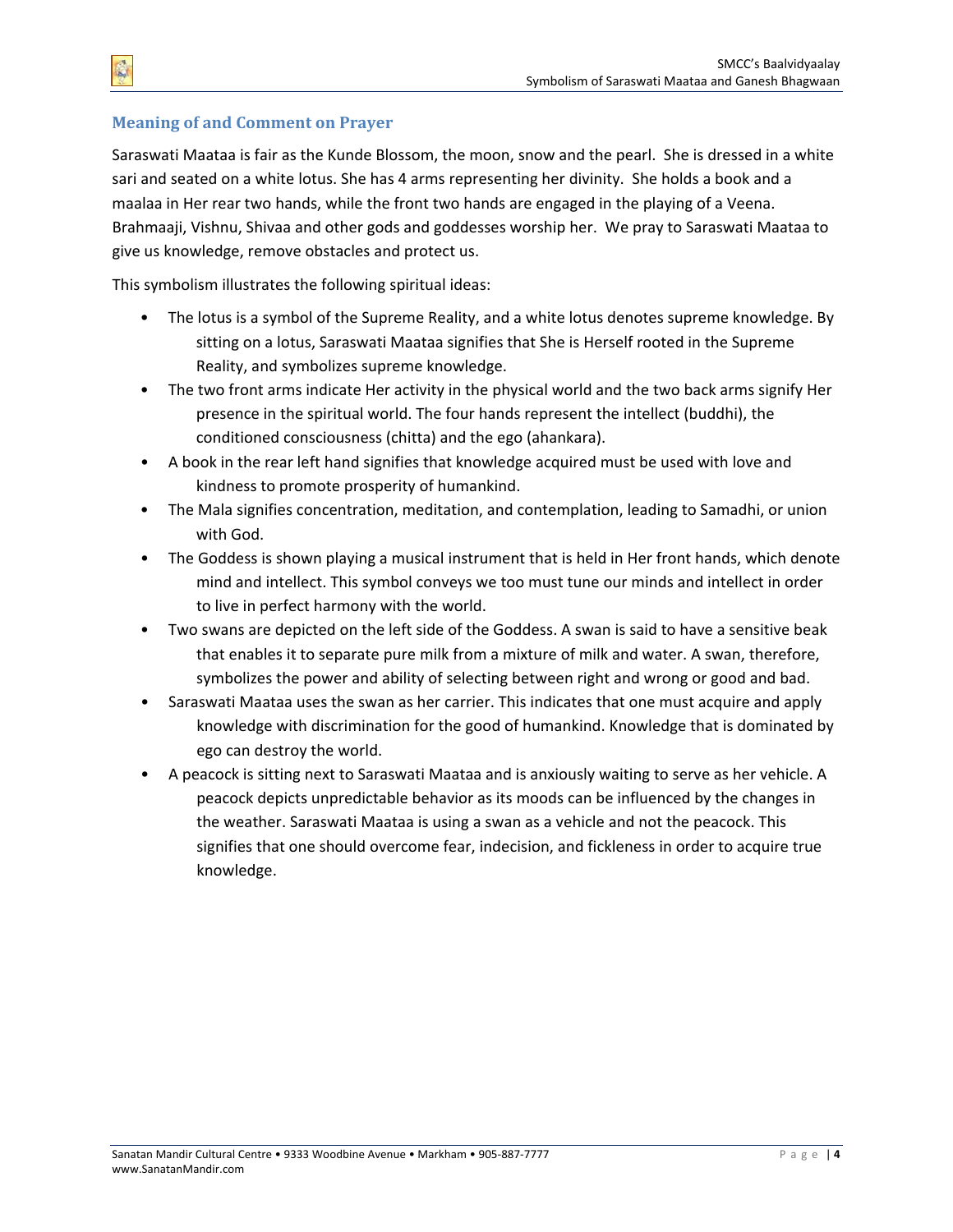## Meaning of and Comment on Prayer

Saraswati Maataa is fair as the Kunde Blossom, the moon, snow and the pearl. She is dressed in a white sari and seated on a white lotus. She has 4 arms representing her divinity. She holds a book and a maalaa in Her rear two hands, while the front two hands are engaged in the playing of a Veena. Brahmaaji, Vishnu, Shivaa and other gods and goddesses worship her. We pray to Saraswati Maataa to give us knowledge, remove obstacles and protect us.

This symbolism illustrates the following spiritual ideas:

- The lotus is a symbol of the Supreme Reality, and a white lotus denotes supreme knowledge. By sitting on a lotus, Saraswati Maataa signifies that She is Herself rooted in the Supreme Reality, and symbolizes supreme knowledge.
- The two front arms indicate Her activity in the physical world and the two back arms signify Her presence in the spiritual world. The four hands represent the intellect (buddhi), the conditioned consciousness (chitta) and the ego (ahankara).
- A book in the rear left hand signifies that knowledge acquired must be used with love and kindness to promote prosperity of humankind.
- The Mala signifies concentration, meditation, and contemplation, leading to Samadhi, or union with God.
- The Goddess is shown playing a musical instrument that is held in Her front hands, which denote mind and intellect. This symbol conveys we too must tune our minds and intellect in order to live in perfect harmony with the world.
- Two swans are depicted on the left side of the Goddess. A swan is said to have a sensitive beak that enables it to separate pure milk from a mixture of milk and water. A swan, therefore, symbolizes the power and ability of selecting between right and wrong or good and bad.
- Saraswati Maataa uses the swan as her carrier. This indicates that one must acquire and apply knowledge with discrimination for the good of humankind. Knowledge that is dominated by ego can destroy the world.
- A peacock is sitting next to Saraswati Maataa and is anxiously waiting to serve as her vehicle. A peacock depicts unpredictable behavior as its moods can be influenced by the changes in the weather. Saraswati Maataa is using a swan as a vehicle and not the peacock. This signifies that one should overcome fear, indecision, and fickleness in order to acquire true knowledge.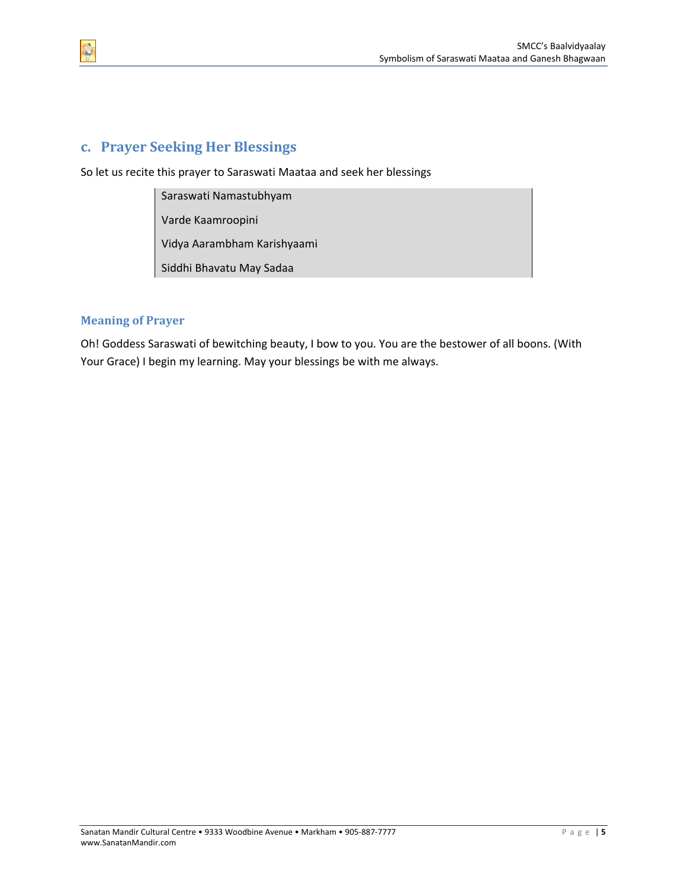## c. Prayer Seeking Her Blessings

So let us recite this prayer to Saraswati Maataa and seek her blessings

> Saraswati Namastubhyam
>
> Varde Kaamroopini
>
> Vidya Aarambham Karishyaami
>
> Siddhi Bhavatu May Sadaa

### Meaning of Prayer

Oh! Goddess Saraswati of bewitching beauty, I bow to you. You are the bestower of all boons. (With Your Grace) I begin my learning. May your blessings be with me always.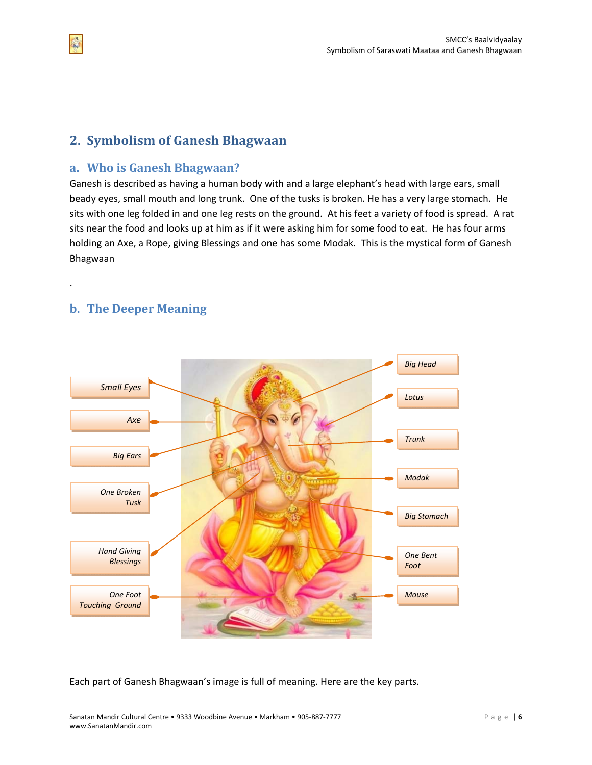## 2. Symbolism of Ganesh Bhagwaan

### a. Who is Ganesh Bhagwaan?

Ganesh is described as having a human body with and a large elephant's head with large ears, small beady eyes, small mouth and long trunk. One of the tusks is broken. He has a very large stomach. He sits with one leg folded in and one leg rests on the ground. At his feet a variety of food is spread. A rat sits near the food and looks up at him as if it were asking him for some food to eat. He has four arms holding an Axe, a Rope, giving Blessings and one has some Modak. This is the mystical form of Ganesh Bhagwaan

.

### b. The Deeper Meaning

*Small Eyes*

*Axe*

*Big Ears*

*One Broken Tusk*

*Hand Giving Blessings*

*One Foot Touching Ground*

*Big Head*

*Lotus*

*Trunk*

*Modak*

*Big Stomach*

*One Bent Foot*

*Mouse*

Each part of Ganesh Bhagwaan's image is full of meaning. Here are the key parts.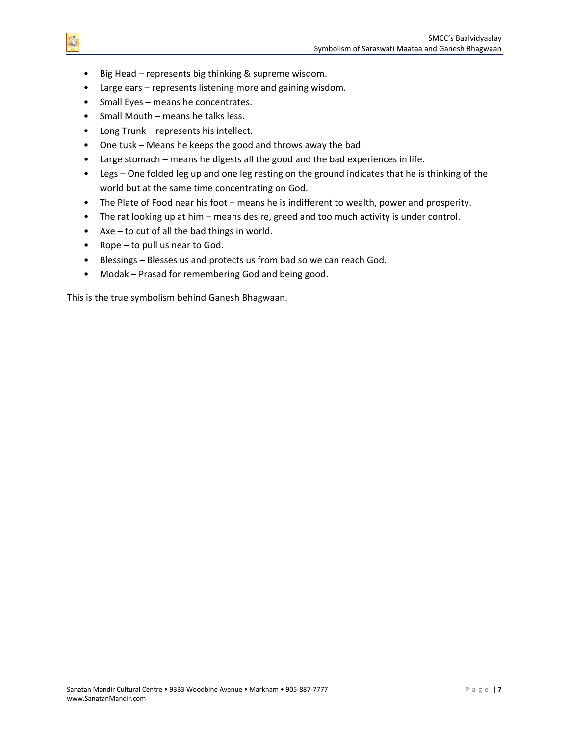- Big Head – represents big thinking & supreme wisdom.
- Large ears – represents listening more and gaining wisdom.
- Small Eyes – means he concentrates.
- Small Mouth – means he talks less.
- Long Trunk – represents his intellect.
- One tusk – Means he keeps the good and throws away the bad.
- Large stomach – means he digests all the good and the bad experiences in life.
- Legs – One folded leg up and one leg resting on the ground indicates that he is thinking of the world but at the same time concentrating on God.
- The Plate of Food near his foot – means he is indifferent to wealth, power and prosperity.
- The rat looking up at him – means desire, greed and too much activity is under control.
- Axe – to cut of all the bad things in world.
- Rope – to pull us near to God.
- Blessings – Blesses us and protects us from bad so we can reach God.
- Modak – Prasad for remembering God and being good.

This is the true symbolism behind Ganesh Bhagwaan.